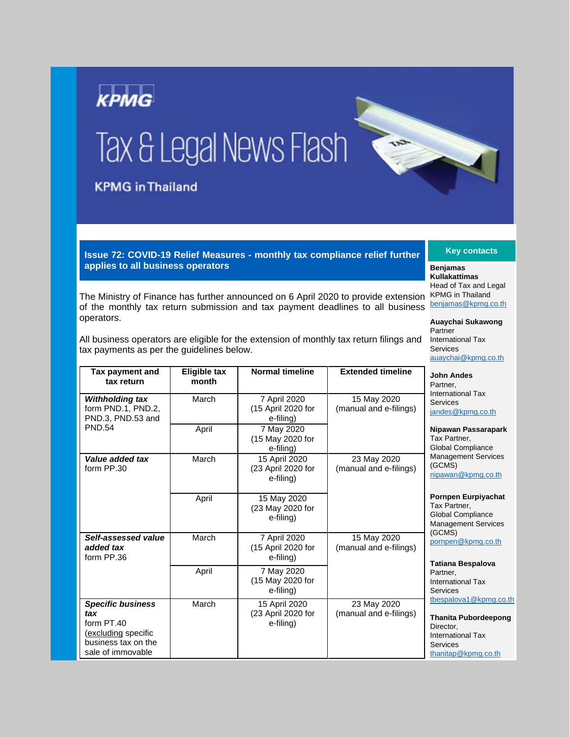# KPMG

# Tax & Legal News Flash

**KPMG in Thailand**

## Issue 72: COVID-19 Relief Measures - monthly tax compliance relief further applies to all business operators

The Ministry of Finance has further announced on 6 April 2020 to provide extension of the monthly tax return submission and tax payment deadlines to all business operators.

All business operators are eligible for the extension of monthly tax return filings and tax payments as per the guidelines below.

| Tax payment and tax return | Eligible tax month | Normal timeline | Extended timeline |
|---|---|---|---|
| ***Withholding tax*** form PND.1, PND.2, PND.3, PND.53 and PND.54 | March | 7 April 2020 (15 April 2020 for e-filing) | 15 May 2020 (manual and e-filings) |
| | April | 7 May 2020 (15 May 2020 for e-filing) | |
| ***Value added tax*** form PP.30 | March | 15 April 2020 (23 April 2020 for e-filing) | 23 May 2020 (manual and e-filings) |
| | April | 15 May 2020 (23 May 2020 for e-filing) | |
| ***Self-assessed value added tax*** form PP.36 | March | 7 April 2020 (15 April 2020 for e-filing) | 15 May 2020 (manual and e-filings) |
| | April | 7 May 2020 (15 May 2020 for e-filing) | |
| ***Specific business tax*** form PT.40 (excluding specific business tax on the sale of immovable | March | 15 April 2020 (23 April 2020 for e-filing) | 23 May 2020 (manual and e-filings) |

### Key contacts

**Benjamas Kullakattimas**
Head of Tax and Legal
KPMG in Thailand
benjamas@kpmg.co.th

**Auaychai Sukawong**
Partner
International Tax Services
auaychai@kpmg.co.th

**John Andes**
Partner,
International Tax Services
jandes@kpmg.co.th

**Nipawan Passarapark**
Tax Partner,
Global Compliance Management Services (GCMS)
nipawan@kpmg.co.th

**Pornpen Eurpiyachat**
Tax Partner,
Global Compliance Management Services (GCMS)
pornpen@kpmg.co.th

**Tatiana Bespalova**
Partner,
International Tax Services
tbespalova1@kpmg.co.th

**Thanita Pubordeepong**
Director,
International Tax Services
thanitap@kpmg.co.th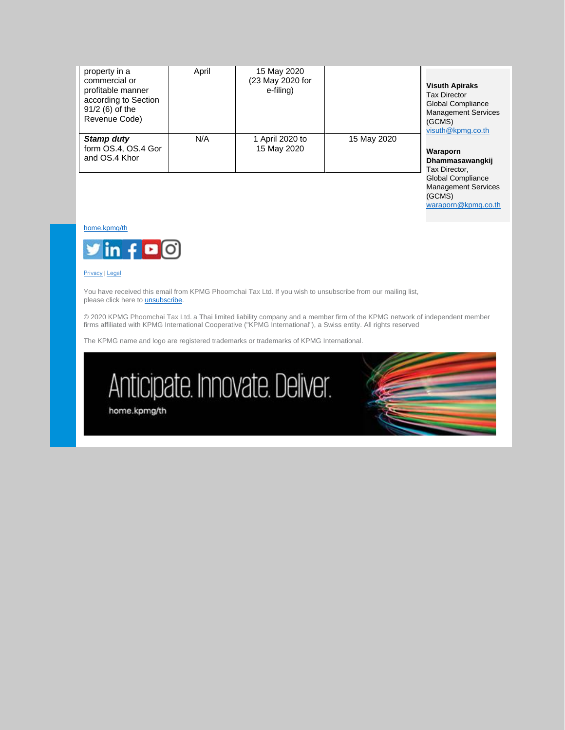| | | | |
|---|---|---|---|
| property in a commercial or profitable manner according to Section 91/2 (6) of the Revenue Code) | April | 15 May 2020 (23 May 2020 for e-filing) | |
| ***Stamp duty*** form OS.4, OS.4 Gor and OS.4 Khor | N/A | 1 April 2020 to 15 May 2020 | 15 May 2020 |

**Visuth Apiraks**
Tax Director
Global Compliance Management Services (GCMS)
visuth@kpmg.co.th

**Waraporn Dhammasawangkij**
Tax Director,
Global Compliance Management Services (GCMS)
waraporn@kpmg.co.th

home.kpmg/th

Privacy | Legal

You have received this email from KPMG Phoomchai Tax Ltd. If you wish to unsubscribe from our mailing list, please click here to unsubscribe.

© 2020 KPMG Phoomchai Tax Ltd. a Thai limited liability company and a member firm of the KPMG network of independent member firms affiliated with KPMG International Cooperative ("KPMG International"), a Swiss entity. All rights reserved

The KPMG name and logo are registered trademarks or trademarks of KPMG International.

Anticipate. Innovate. Deliver.
home.kpmg/th